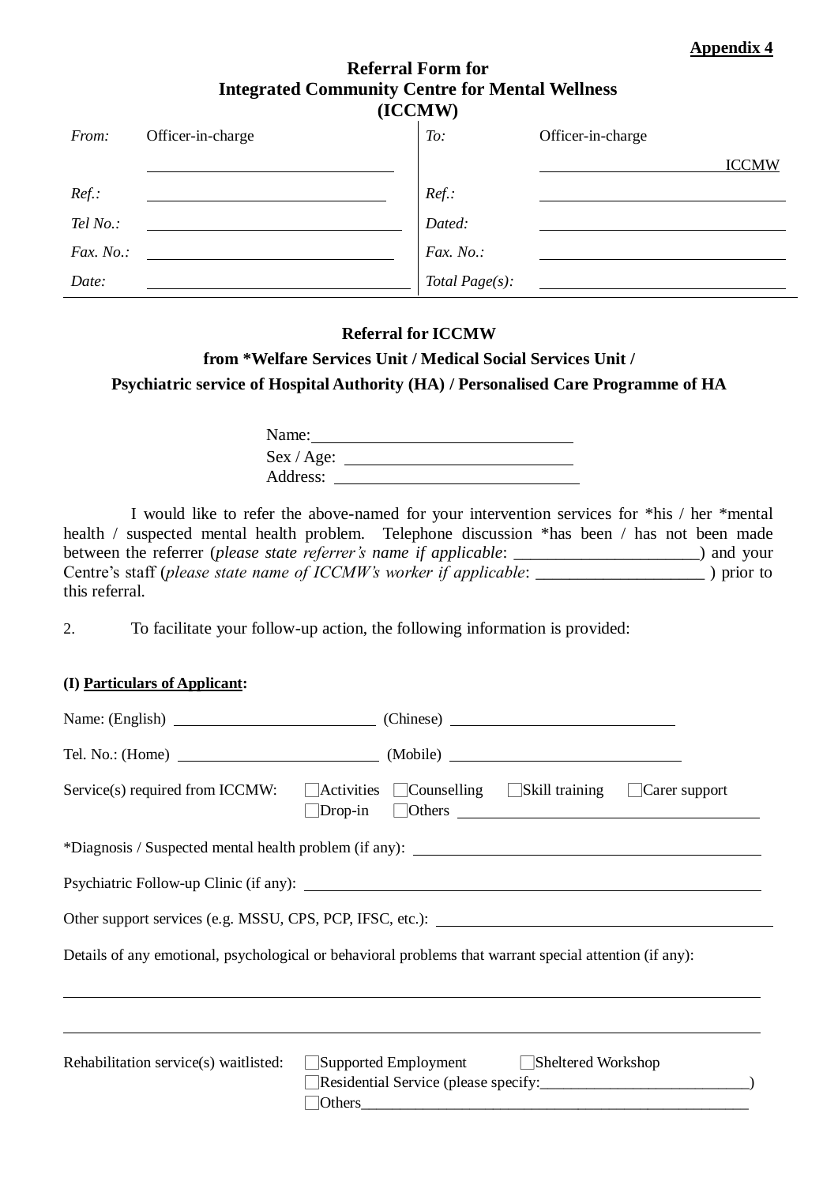**Appendix 4**

# Referral Form for Integrated Community Centre for Mental Wellness (ICCMW)

| | | | |
|---|---|---|---|
| *From:* | Officer-in-charge | *To:* | Officer-in-charge |
| | ______________ | | ______________ ICCMW |
| *Ref.:* | ______________ | *Ref.:* | ______________ |
| *Tel No.:* | ______________ | *Dated:* | ______________ |
| *Fax. No.:* | ______________ | *Fax. No.:* | ______________ |
| *Date:* | ______________ | *Total Page(s):* | ______________ |

## Referral for ICCMW from *Welfare Services Unit / Medical Social Services Unit / Psychiatric service of Hospital Authority (HA) / Personalised Care Programme of HA

Name: ______________

Sex / Age: ______________

Address: ______________

I would like to refer the above-named for your intervention services for *his / her *mental health / suspected mental health problem. Telephone discussion *has been / has not been made between the referrer (*please state referrer's name if applicable*: ______________) and your Centre's staff (*please state name of ICCMW's worker if applicable*: ______________ ) prior to this referral.

2. To facilitate your follow-up action, the following information is provided:

**(I) Particulars of Applicant:**

Name: (English) ______________ (Chinese) ______________

Tel. No.: (Home) ______________ (Mobile) ______________

Service(s) required from ICCMW: ☐Activities ☐Counselling ☐Skill training ☐Carer support ☐Drop-in ☐Others ______________

*Diagnosis / Suspected mental health problem (if any): ______________

Psychiatric Follow-up Clinic (if any): ______________

Other support services (e.g. MSSU, CPS, PCP, IFSC, etc.): ______________

Details of any emotional, psychological or behavioral problems that warrant special attention (if any):

______________

______________

Rehabilitation service(s) waitlisted: ☐Supported Employment ☐Sheltered Workshop ☐Residential Service (please specify:______________) ☐Others______________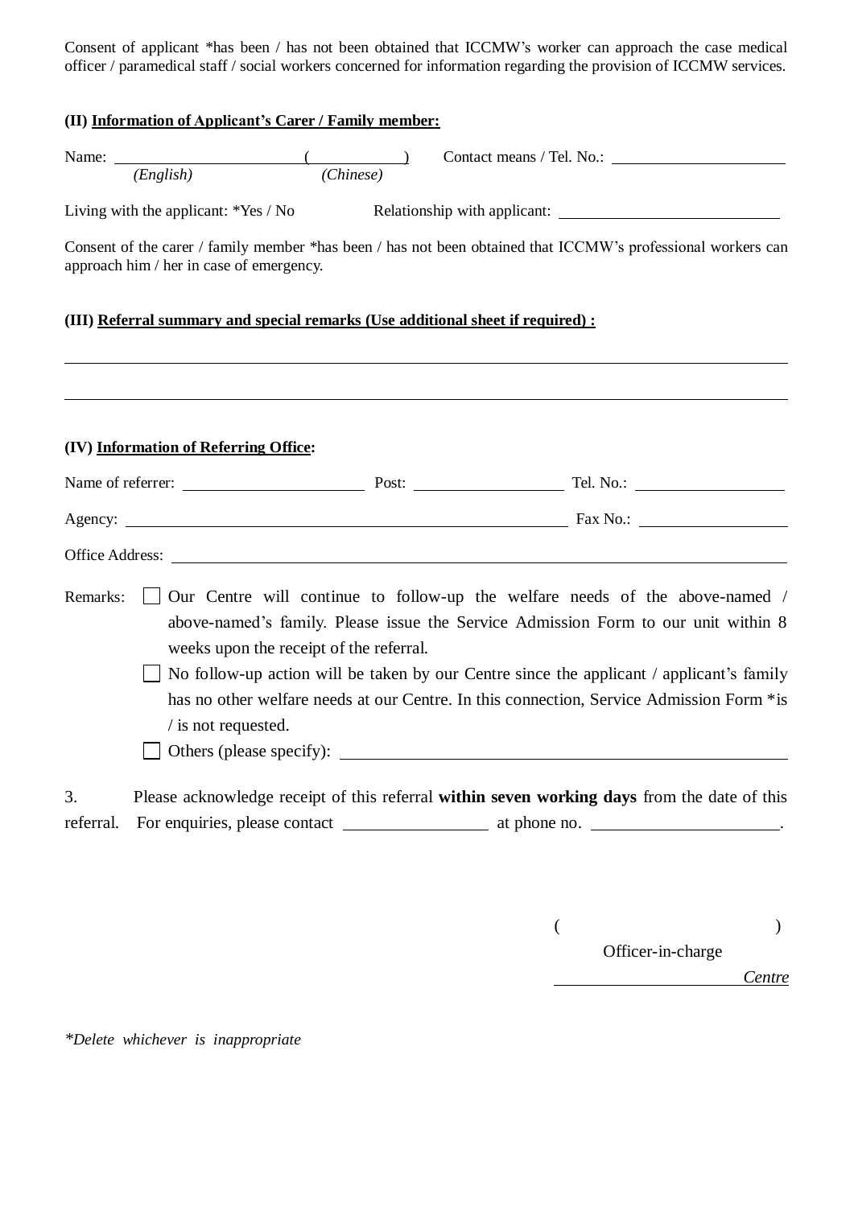Consent of applicant *has been / has not been obtained that ICCMW's worker can approach the case medical officer / paramedical staff / social workers concerned for information regarding the provision of ICCMW services.

**(II) Information of Applicant's Carer / Family member:**

Name: ______________________ (____________) Contact means / Tel. No.: ______________________
*(English)* *(Chinese)*

Living with the applicant: *Yes / No Relationship with applicant: ____________________________

Consent of the carer / family member *has been / has not been obtained that ICCMW's professional workers can approach him / her in case of emergency.

**(III) Referral summary and special remarks (Use additional sheet if required) :**

______________________________________________________________________________

______________________________________________________________________________

**(IV) Information of Referring Office:**

Name of referrer: ______________________ Post: __________________ Tel. No.: __________________

Agency: ________________________________________________________ Fax No.: __________________

Office Address: ______________________________________________________________________

Remarks:
- ☐ Our Centre will continue to follow-up the welfare needs of the above-named / above-named's family. Please issue the Service Admission Form to our unit within 8 weeks upon the receipt of the referral.
- ☐ No follow-up action will be taken by our Centre since the applicant / applicant's family has no other welfare needs at our Centre. In this connection, Service Admission Form *is / is not requested.
- ☐ Others (please specify): ____________________________________________________

3. Please acknowledge receipt of this referral **within seven working days** from the date of this referral. For enquiries, please contact _________________ at phone no. ______________________.

( )
Officer-in-charge
______________________ *Centre*

*\*Delete whichever is inappropriate*